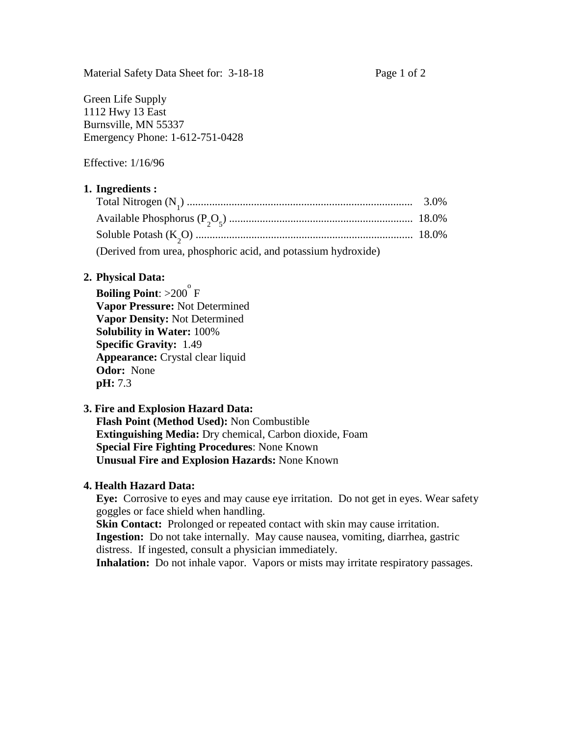Material Safety Data Sheet for: 3-18-18

Green Life Supply
1112 Hwy 13 East
Burnsville, MN 55337
Emergency Phone: 1-612-751-0428

Effective: 1/16/96

**1. Ingredients :**

| Ingredient | % |
|---|---|
| Total Nitrogen ($N_1$) | 3.0% |
| Available Phosphorus ($P_2O_5$) | 18.0% |
| Soluble Potash ($K_2O$) | 18.0% |

(Derived from urea, phosphoric acid, and potassium hydroxide)

**2. Physical Data:**

**Boiling Point**: >200° F
**Vapor Pressure:** Not Determined
**Vapor Density:** Not Determined
**Solubility in Water:** 100%
**Specific Gravity:** 1.49
**Appearance:** Crystal clear liquid
**Odor:** None
**pH:** 7.3

**3. Fire and Explosion Hazard Data:**

**Flash Point (Method Used):** Non Combustible
**Extinguishing Media:** Dry chemical, Carbon dioxide, Foam
**Special Fire Fighting Procedures**: None Known
**Unusual Fire and Explosion Hazards:** None Known

**4. Health Hazard Data:**

**Eye:** Corrosive to eyes and may cause eye irritation. Do not get in eyes. Wear safety goggles or face shield when handling.
**Skin Contact:** Prolonged or repeated contact with skin may cause irritation.
**Ingestion:** Do not take internally. May cause nausea, vomiting, diarrhea, gastric distress. If ingested, consult a physician immediately.
**Inhalation:** Do not inhale vapor. Vapors or mists may irritate respiratory passages.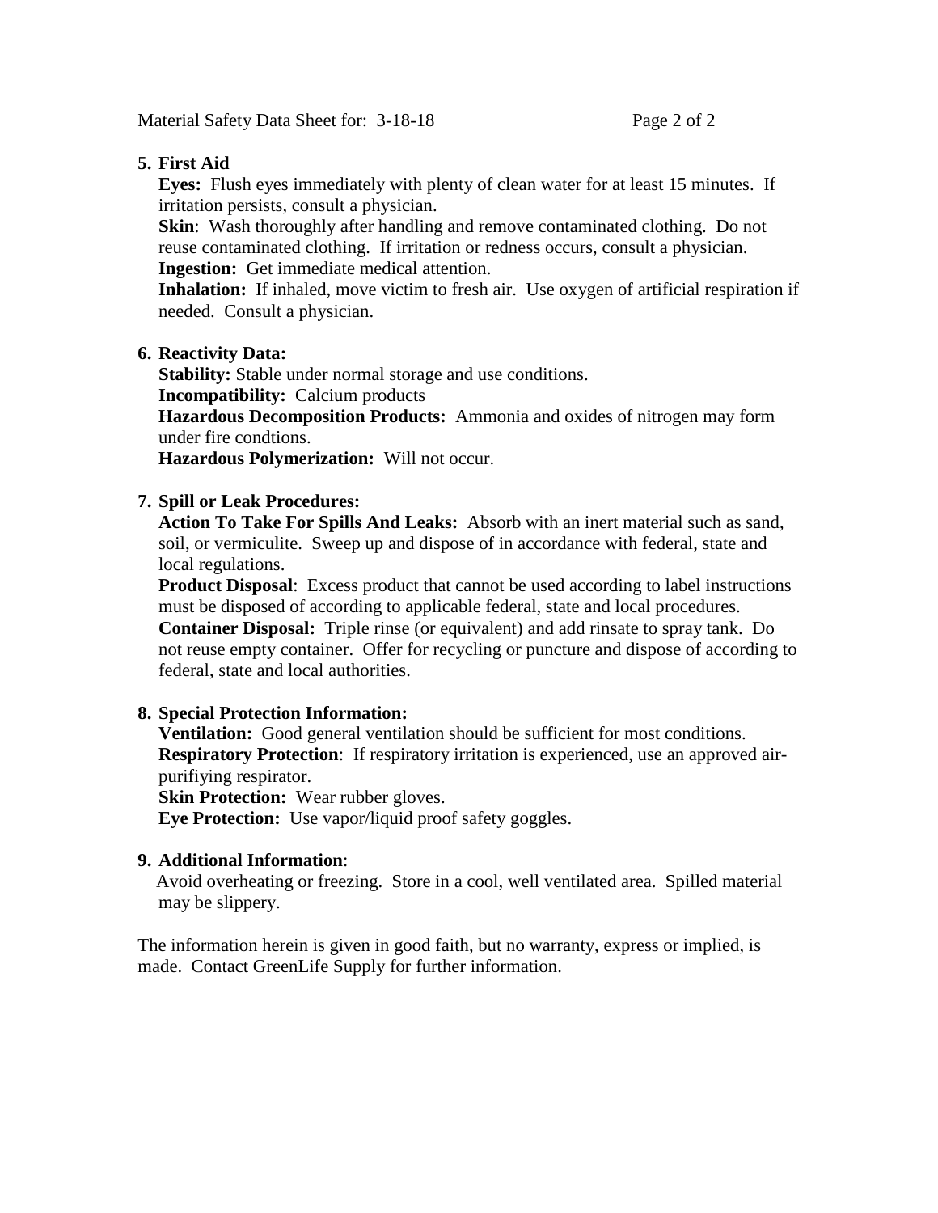## 5. First Aid

**Eyes:** Flush eyes immediately with plenty of clean water for at least 15 minutes. If irritation persists, consult a physician.
**Skin**: Wash thoroughly after handling and remove contaminated clothing. Do not reuse contaminated clothing. If irritation or redness occurs, consult a physician.
**Ingestion:** Get immediate medical attention.
**Inhalation:** If inhaled, move victim to fresh air. Use oxygen of artificial respiration if needed. Consult a physician.

## 6. Reactivity Data:

**Stability:** Stable under normal storage and use conditions.
**Incompatibility:** Calcium products
**Hazardous Decomposition Products:** Ammonia and oxides of nitrogen may form under fire condtions.
**Hazardous Polymerization:** Will not occur.

## 7. Spill or Leak Procedures:

**Action To Take For Spills And Leaks:** Absorb with an inert material such as sand, soil, or vermiculite. Sweep up and dispose of in accordance with federal, state and local regulations.
**Product Disposal**: Excess product that cannot be used according to label instructions must be disposed of according to applicable federal, state and local procedures.
**Container Disposal:** Triple rinse (or equivalent) and add rinsate to spray tank. Do not reuse empty container. Offer for recycling or puncture and dispose of according to federal, state and local authorities.

## 8. Special Protection Information:

**Ventilation:** Good general ventilation should be sufficient for most conditions.
**Respiratory Protection**: If respiratory irritation is experienced, use an approved air-purifiying respirator.
**Skin Protection:** Wear rubber gloves.
**Eye Protection:** Use vapor/liquid proof safety goggles.

## 9. Additional Information:

Avoid overheating or freezing. Store in a cool, well ventilated area. Spilled material may be slippery.

The information herein is given in good faith, but no warranty, express or implied, is made. Contact GreenLife Supply for further information.